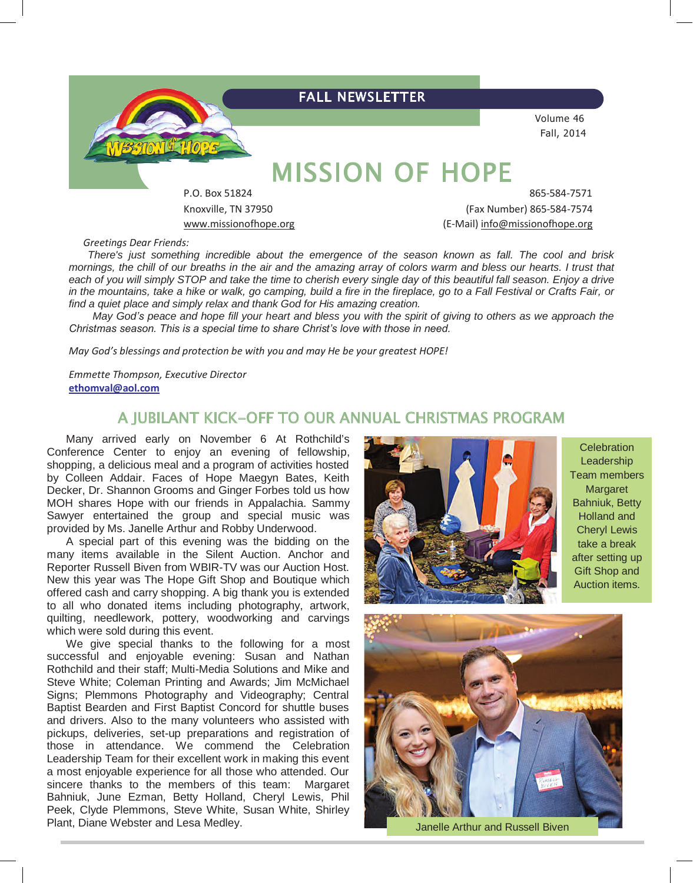# FALL NEWSLETTER

Volume 46
Fall, 2014

# MISSION OF HOPE

P.O. Box 51824
Knoxville, TN 37950
www.missionofhope.org

865-584-7571
(Fax Number) 865-584-7574
(E-Mail) info@missionofhope.org

*Greetings Dear Friends:*

*There's just something incredible about the emergence of the season known as fall. The cool and brisk mornings, the chill of our breaths in the air and the amazing array of colors warm and bless our hearts. I trust that each of you will simply STOP and take the time to cherish every single day of this beautiful fall season. Enjoy a drive in the mountains, take a hike or walk, go camping, build a fire in the fireplace, go to a Fall Festival or Crafts Fair, or find a quiet place and simply relax and thank God for His amazing creation.*

*May God's peace and hope fill your heart and bless you with the spirit of giving to others as we approach the Christmas season. This is a special time to share Christ's love with those in need.*

*May God's blessings and protection be with you and may He be your greatest HOPE!*

*Emmette Thompson, Executive Director*
**ethomval@aol.com**

## A JUBILANT KICK-OFF TO OUR ANNUAL CHRISTMAS PROGRAM

Many arrived early on November 6 At Rothchild's Conference Center to enjoy an evening of fellowship, shopping, a delicious meal and a program of activities hosted by Colleen Addair. Faces of Hope Maegyn Bates, Keith Decker, Dr. Shannon Grooms and Ginger Forbes told us how MOH shares Hope with our friends in Appalachia. Sammy Sawyer entertained the group and special music was provided by Ms. Janelle Arthur and Robby Underwood.

A special part of this evening was the bidding on the many items available in the Silent Auction. Anchor and Reporter Russell Biven from WBIR-TV was our Auction Host. New this year was The Hope Gift Shop and Boutique which offered cash and carry shopping. A big thank you is extended to all who donated items including photography, artwork, quilting, needlework, pottery, woodworking and carvings which were sold during this event.

We give special thanks to the following for a most successful and enjoyable evening: Susan and Nathan Rothchild and their staff; Multi-Media Solutions and Mike and Steve White; Coleman Printing and Awards; Jim McMichael Signs; Plemmons Photography and Videography; Central Baptist Bearden and First Baptist Concord for shuttle buses and drivers. Also to the many volunteers who assisted with pickups, deliveries, set-up preparations and registration of those in attendance. We commend the Celebration Leadership Team for their excellent work in making this event a most enjoyable experience for all those who attended. Our sincere thanks to the members of this team: Margaret Bahniuk, June Ezman, Betty Holland, Cheryl Lewis, Phil Peek, Clyde Plemmons, Steve White, Susan White, Shirley Plant, Diane Webster and Lesa Medley.

Celebration Leadership Team members Margaret Bahniuk, Betty Holland and Cheryl Lewis take a break after setting up Gift Shop and Auction items.

Janelle Arthur and Russell Biven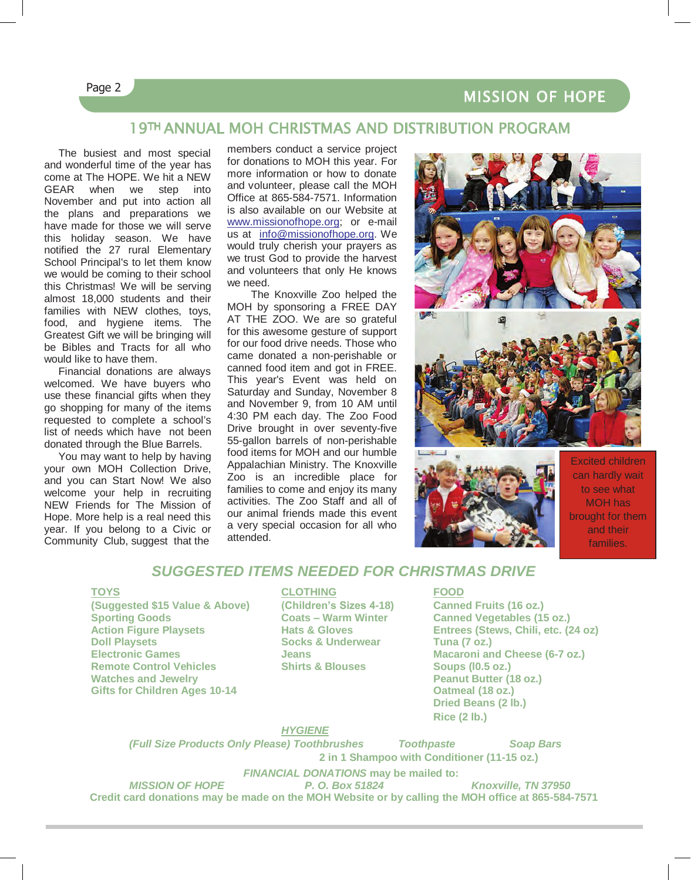# 19TH ANNUAL MOH CHRISTMAS AND DISTRIBUTION PROGRAM

The busiest and most special and wonderful time of the year has come at The HOPE. We hit a NEW GEAR when we step into November and put into action all the plans and preparations we have made for those we will serve this holiday season. We have notified the 27 rural Elementary School Principal's to let them know we would be coming to their school this Christmas! We will be serving almost 18,000 students and their families with NEW clothes, toys, food, and hygiene items. The Greatest Gift we will be bringing will be Bibles and Tracts for all who would like to have them.

Financial donations are always welcomed. We have buyers who use these financial gifts when they go shopping for many of the items requested to complete a school's list of needs which have not been donated through the Blue Barrels.

You may want to help by having your own MOH Collection Drive, and you can Start Now! We also welcome your help in recruiting NEW Friends for The Mission of Hope. More help is a real need this year. If you belong to a Civic or Community Club, suggest that the members conduct a service project for donations to MOH this year. For more information or how to donate and volunteer, please call the MOH Office at 865-584-7571. Information is also available on our Website at www.missionofhope.org; or e-mail us at info@missionofhope.org. We would truly cherish your prayers as we trust God to provide the harvest and volunteers that only He knows we need.

The Knoxville Zoo helped the MOH by sponsoring a FREE DAY AT THE ZOO. We are so grateful for this awesome gesture of support for our food drive needs. Those who came donated a non-perishable or canned food item and got in FREE. This year's Event was held on Saturday and Sunday, November 8 and November 9, from 10 AM until 4:30 PM each day. The Zoo Food Drive brought in over seventy-five 55-gallon barrels of non-perishable food items for MOH and our humble Appalachian Ministry. The Knoxville Zoo is an incredible place for families to come and enjoy its many activities. The Zoo Staff and all of our animal friends made this event a very special occasion for all who attended.

Excited children can hardly wait to see what MOH has brought for them and their families.

## *SUGGESTED ITEMS NEEDED FOR CHRISTMAS DRIVE*

**TOYS**
**(Suggested $15 Value & Above)**
**Sporting Goods**
**Action Figure Playsets**
**Doll Playsets**
**Electronic Games**
**Remote Control Vehicles**
**Watches and Jewelry**
**Gifts for Children Ages 10-14**

**CLOTHING**
**(Children's Sizes 4-18)**
**Coats – Warm Winter**
**Hats & Gloves**
**Socks & Underwear**
**Jeans**
**Shirts & Blouses**

**FOOD**
**Canned Fruits (16 oz.)**
**Canned Vegetables (15 oz.)**
**Entrees (Stews, Chili, etc. (24 oz)**
**Tuna (7 oz.)**
**Macaroni and Cheese (6-7 oz.)**
**Soups (l0.5 oz.)**
**Peanut Butter (18 oz.)**
**Oatmeal (18 oz.)**
**Dried Beans (2 lb.)**
**Rice (2 lb.)**

***HYGIENE***
***(Full Size Products Only Please) Toothbrushes Toothpaste Soap Bars***
**2 in 1 Shampoo with Conditioner (11-15 oz.)**

***FINANCIAL DONATIONS* may be mailed to:**
***MISSION OF HOPE P. O. Box 51824 Knoxville, TN 37950***
**Credit card donations may be made on the MOH Website or by calling the MOH office at 865-584-7571**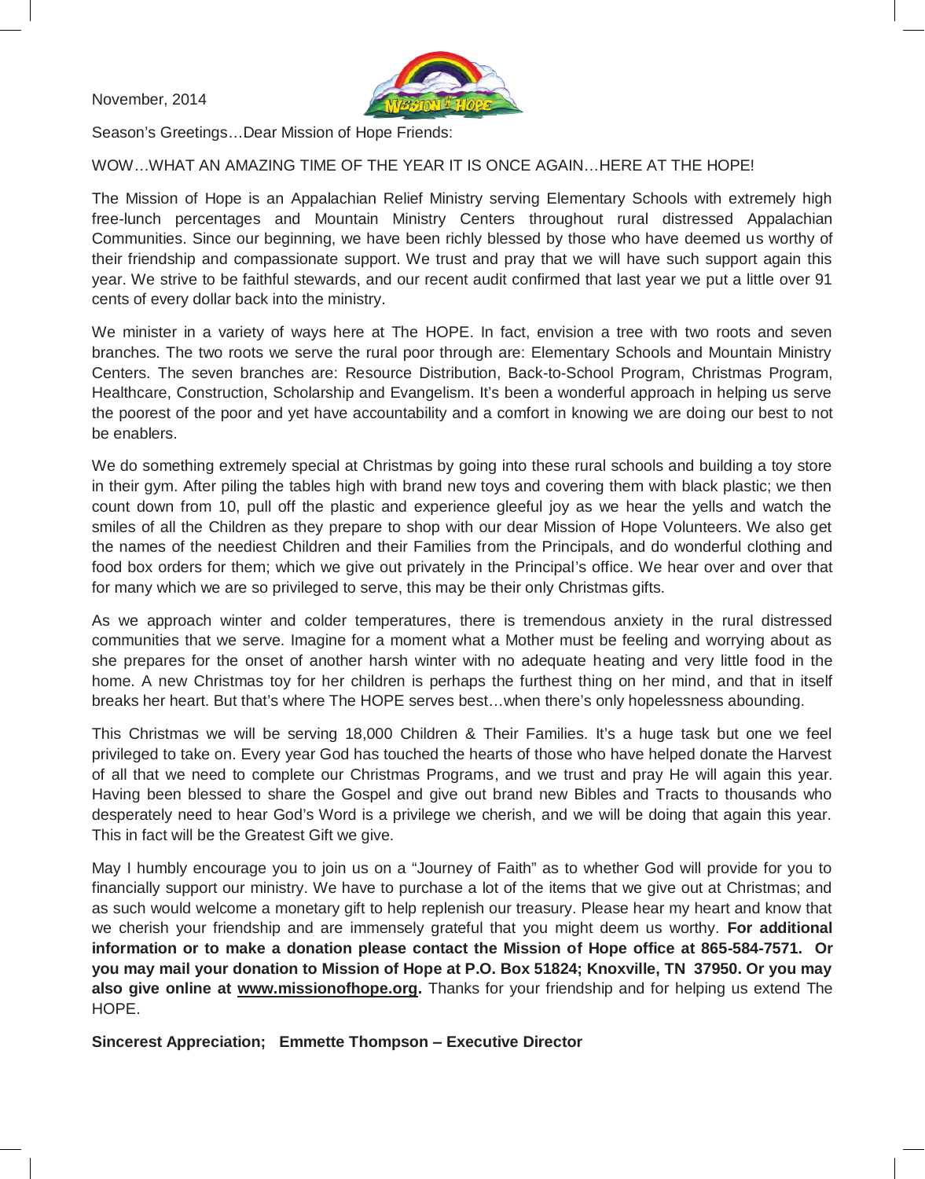November, 2014

Season's Greetings…Dear Mission of Hope Friends:

WOW…WHAT AN AMAZING TIME OF THE YEAR IT IS ONCE AGAIN…HERE AT THE HOPE!

The Mission of Hope is an Appalachian Relief Ministry serving Elementary Schools with extremely high free-lunch percentages and Mountain Ministry Centers throughout rural distressed Appalachian Communities. Since our beginning, we have been richly blessed by those who have deemed us worthy of their friendship and compassionate support. We trust and pray that we will have such support again this year. We strive to be faithful stewards, and our recent audit confirmed that last year we put a little over 91 cents of every dollar back into the ministry.

We minister in a variety of ways here at The HOPE. In fact, envision a tree with two roots and seven branches. The two roots we serve the rural poor through are: Elementary Schools and Mountain Ministry Centers. The seven branches are: Resource Distribution, Back-to-School Program, Christmas Program, Healthcare, Construction, Scholarship and Evangelism. It's been a wonderful approach in helping us serve the poorest of the poor and yet have accountability and a comfort in knowing we are doing our best to not be enablers.

We do something extremely special at Christmas by going into these rural schools and building a toy store in their gym. After piling the tables high with brand new toys and covering them with black plastic; we then count down from 10, pull off the plastic and experience gleeful joy as we hear the yells and watch the smiles of all the Children as they prepare to shop with our dear Mission of Hope Volunteers. We also get the names of the neediest Children and their Families from the Principals, and do wonderful clothing and food box orders for them; which we give out privately in the Principal's office. We hear over and over that for many which we are so privileged to serve, this may be their only Christmas gifts.

As we approach winter and colder temperatures, there is tremendous anxiety in the rural distressed communities that we serve. Imagine for a moment what a Mother must be feeling and worrying about as she prepares for the onset of another harsh winter with no adequate heating and very little food in the home. A new Christmas toy for her children is perhaps the furthest thing on her mind, and that in itself breaks her heart. But that's where The HOPE serves best…when there's only hopelessness abounding.

This Christmas we will be serving 18,000 Children & Their Families. It's a huge task but one we feel privileged to take on. Every year God has touched the hearts of those who have helped donate the Harvest of all that we need to complete our Christmas Programs, and we trust and pray He will again this year. Having been blessed to share the Gospel and give out brand new Bibles and Tracts to thousands who desperately need to hear God's Word is a privilege we cherish, and we will be doing that again this year. This in fact will be the Greatest Gift we give.

May I humbly encourage you to join us on a "Journey of Faith" as to whether God will provide for you to financially support our ministry. We have to purchase a lot of the items that we give out at Christmas; and as such would welcome a monetary gift to help replenish our treasury. Please hear my heart and know that we cherish your friendship and are immensely grateful that you might deem us worthy. **For additional information or to make a donation please contact the Mission of Hope office at 865-584-7571. Or you may mail your donation to Mission of Hope at P.O. Box 51824; Knoxville, TN 37950. Or you may also give online at www.missionofhope.org.** Thanks for your friendship and for helping us extend The HOPE.

**Sincerest Appreciation; Emmette Thompson – Executive Director**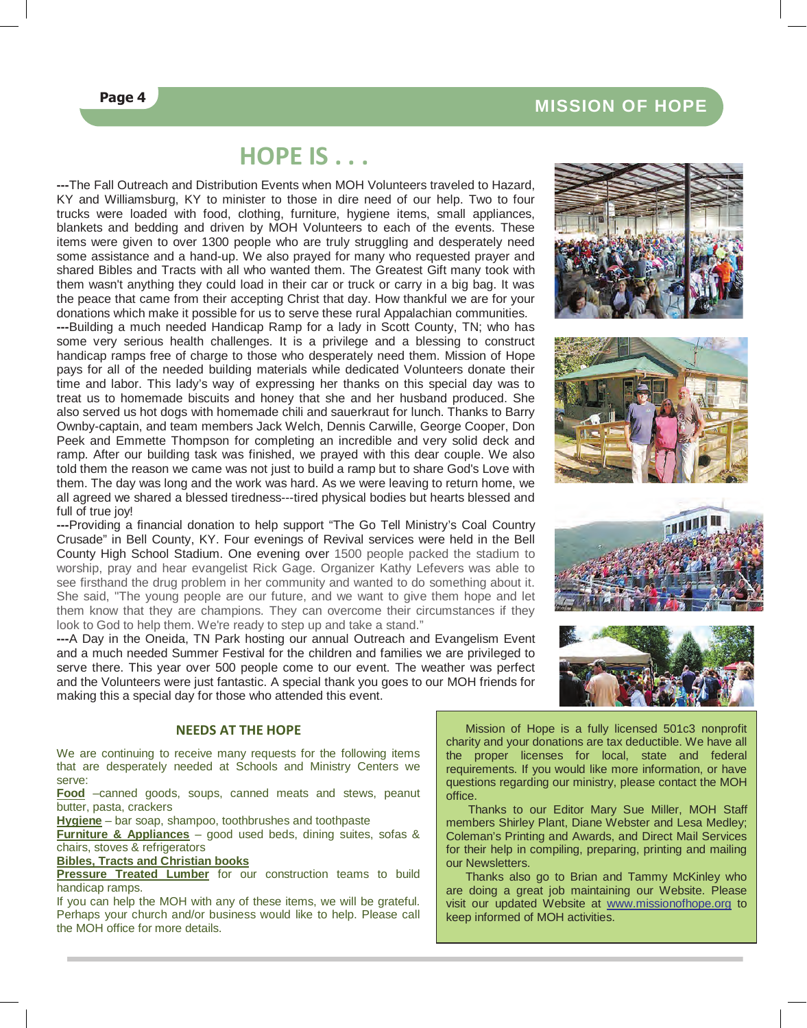# HOPE IS . . .

**---**The Fall Outreach and Distribution Events when MOH Volunteers traveled to Hazard, KY and Williamsburg, KY to minister to those in dire need of our help. Two to four trucks were loaded with food, clothing, furniture, hygiene items, small appliances, blankets and bedding and driven by MOH Volunteers to each of the events. These items were given to over 1300 people who are truly struggling and desperately need some assistance and a hand-up. We also prayed for many who requested prayer and shared Bibles and Tracts with all who wanted them. The Greatest Gift many took with them wasn't anything they could load in their car or truck or carry in a big bag. It was the peace that came from their accepting Christ that day. How thankful we are for your donations which make it possible for us to serve these rural Appalachian communities.

**---**Building a much needed Handicap Ramp for a lady in Scott County, TN; who has some very serious health challenges. It is a privilege and a blessing to construct handicap ramps free of charge to those who desperately need them. Mission of Hope pays for all of the needed building materials while dedicated Volunteers donate their time and labor. This lady's way of expressing her thanks on this special day was to treat us to homemade biscuits and honey that she and her husband produced. She also served us hot dogs with homemade chili and sauerkraut for lunch. Thanks to Barry Ownby-captain, and team members Jack Welch, Dennis Carwille, George Cooper, Don Peek and Emmette Thompson for completing an incredible and very solid deck and ramp. After our building task was finished, we prayed with this dear couple. We also told them the reason we came was not just to build a ramp but to share God's Love with them. The day was long and the work was hard. As we were leaving to return home, we all agreed we shared a blessed tiredness---tired physical bodies but hearts blessed and full of true joy!

**---**Providing a financial donation to help support "The Go Tell Ministry's Coal Country Crusade" in Bell County, KY. Four evenings of Revival services were held in the Bell County High School Stadium. One evening over 1500 people packed the stadium to worship, pray and hear evangelist Rick Gage. Organizer Kathy Lefevers was able to see firsthand the drug problem in her community and wanted to do something about it. She said, "The young people are our future, and we want to give them hope and let them know that they are champions. They can overcome their circumstances if they look to God to help them. We're ready to step up and take a stand."

**---**A Day in the Oneida, TN Park hosting our annual Outreach and Evangelism Event and a much needed Summer Festival for the children and families we are privileged to serve there. This year over 500 people come to our event. The weather was perfect and the Volunteers were just fantastic. A special thank you goes to our MOH friends for making this a special day for those who attended this event.

## NEEDS AT THE HOPE

We are continuing to receive many requests for the following items that are desperately needed at Schools and Ministry Centers we serve:

**Food** –canned goods, soups, canned meats and stews, peanut butter, pasta, crackers

**Hygiene** – bar soap, shampoo, toothbrushes and toothpaste

**Furniture & Appliances** – good used beds, dining suites, sofas & chairs, stoves & refrigerators

**Bibles, Tracts and Christian books**

**Pressure Treated Lumber** for our construction teams to build handicap ramps.

If you can help the MOH with any of these items, we will be grateful. Perhaps your church and/or business would like to help. Please call the MOH office for more details.

Mission of Hope is a fully licensed 501c3 nonprofit charity and your donations are tax deductible. We have all the proper licenses for local, state and federal requirements. If you would like more information, or have questions regarding our ministry, please contact the MOH office.

Thanks to our Editor Mary Sue Miller, MOH Staff members Shirley Plant, Diane Webster and Lesa Medley; Coleman's Printing and Awards, and Direct Mail Services for their help in compiling, preparing, printing and mailing our Newsletters.

Thanks also go to Brian and Tammy McKinley who are doing a great job maintaining our Website. Please visit our updated Website at www.missionofhope.org to keep informed of MOH activities.